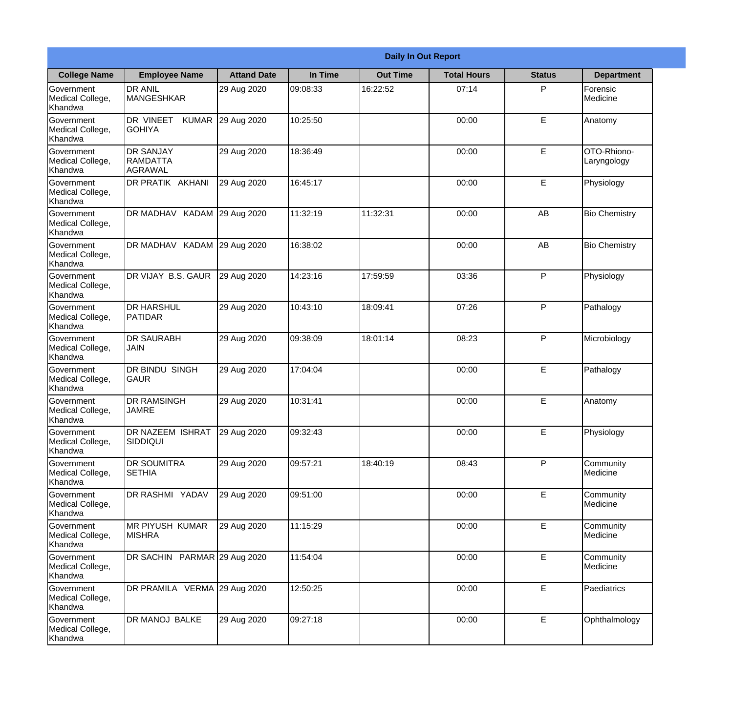**Daily In Out Report**

| College Name | Employee Name | Attand Date | In Time | Out Time | Total Hours | Status | Department |
|---|---|---|---|---|---|---|---|
| Government Medical College, Khandwa | DR ANIL MANGESHKAR | 29 Aug 2020 | 09:08:33 | 16:22:52 | 07:14 | P | Forensic Medicine |
| Government Medical College, Khandwa | DR VINEET KUMAR GOHIYA | 29 Aug 2020 | 10:25:50 | | 00:00 | E | Anatomy |
| Government Medical College, Khandwa | DR SANJAY RAMDATTA AGRAWAL | 29 Aug 2020 | 18:36:49 | | 00:00 | E | OTO-Rhiono-Laryngology |
| Government Medical College, Khandwa | DR PRATIK AKHANI | 29 Aug 2020 | 16:45:17 | | 00:00 | E | Physiology |
| Government Medical College, Khandwa | DR MADHAV KADAM | 29 Aug 2020 | 11:32:19 | 11:32:31 | 00:00 | AB | Bio Chemistry |
| Government Medical College, Khandwa | DR MADHAV KADAM | 29 Aug 2020 | 16:38:02 | | 00:00 | AB | Bio Chemistry |
| Government Medical College, Khandwa | DR VIJAY B.S. GAUR | 29 Aug 2020 | 14:23:16 | 17:59:59 | 03:36 | P | Physiology |
| Government Medical College, Khandwa | DR HARSHUL PATIDAR | 29 Aug 2020 | 10:43:10 | 18:09:41 | 07:26 | P | Pathalogy |
| Government Medical College, Khandwa | DR SAURABH JAIN | 29 Aug 2020 | 09:38:09 | 18:01:14 | 08:23 | P | Microbiology |
| Government Medical College, Khandwa | DR BINDU SINGH GAUR | 29 Aug 2020 | 17:04:04 | | 00:00 | E | Pathalogy |
| Government Medical College, Khandwa | DR RAMSINGH JAMRE | 29 Aug 2020 | 10:31:41 | | 00:00 | E | Anatomy |
| Government Medical College, Khandwa | DR NAZEEM ISHRAT SIDDIQUI | 29 Aug 2020 | 09:32:43 | | 00:00 | E | Physiology |
| Government Medical College, Khandwa | DR SOUMITRA SETHIA | 29 Aug 2020 | 09:57:21 | 18:40:19 | 08:43 | P | Community Medicine |
| Government Medical College, Khandwa | DR RASHMI YADAV | 29 Aug 2020 | 09:51:00 | | 00:00 | E | Community Medicine |
| Government Medical College, Khandwa | MR PIYUSH KUMAR MISHRA | 29 Aug 2020 | 11:15:29 | | 00:00 | E | Community Medicine |
| Government Medical College, Khandwa | DR SACHIN PARMAR | 29 Aug 2020 | 11:54:04 | | 00:00 | E | Community Medicine |
| Government Medical College, Khandwa | DR PRAMILA VERMA | 29 Aug 2020 | 12:50:25 | | 00:00 | E | Paediatrics |
| Government Medical College, Khandwa | DR MANOJ BALKE | 29 Aug 2020 | 09:27:18 | | 00:00 | E | Ophthalmology |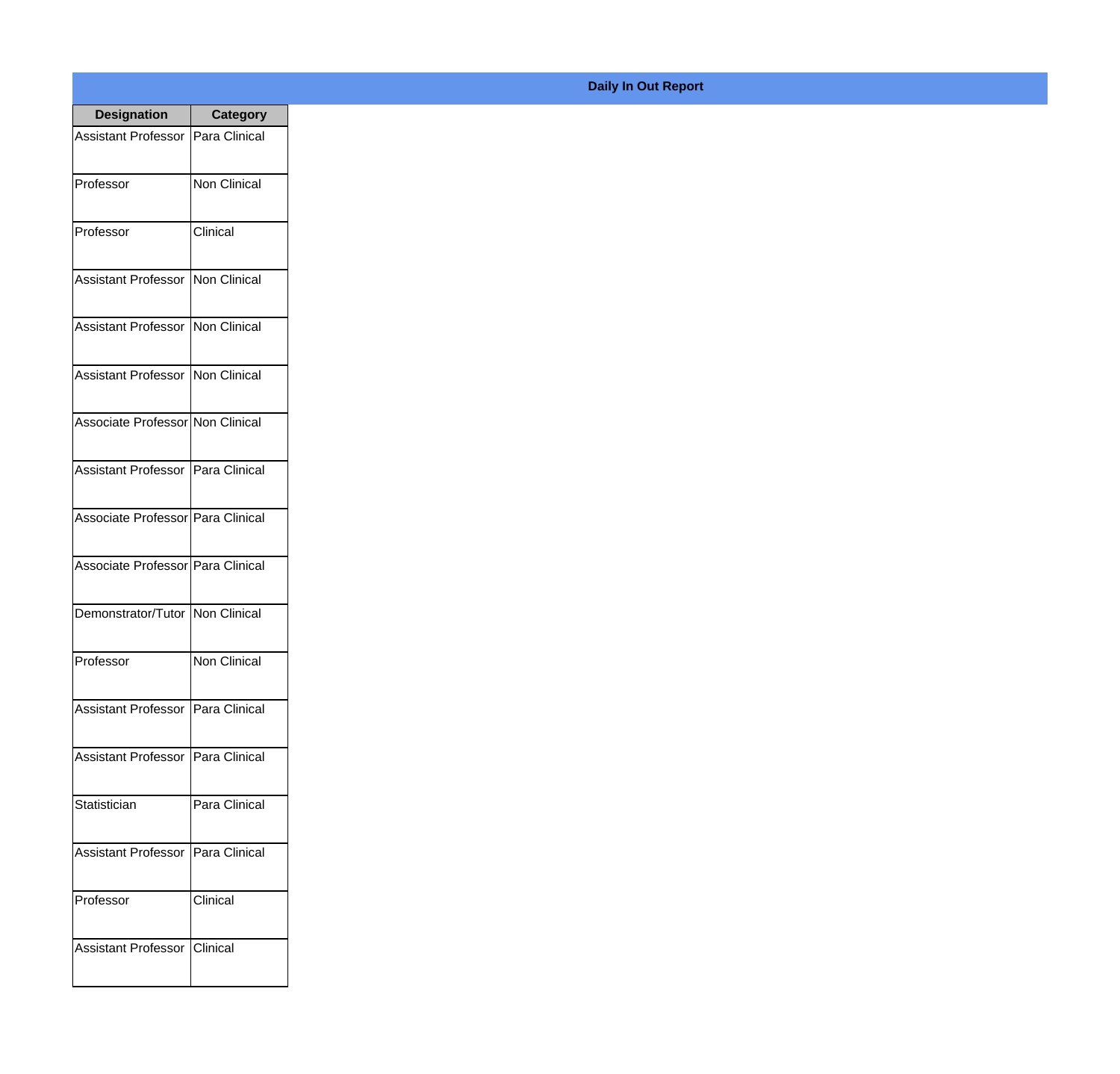**Daily In Out Report**

| Designation | Category |
|---|---|
| Assistant Professor | Para Clinical |
| Professor | Non Clinical |
| Professor | Clinical |
| Assistant Professor | Non Clinical |
| Assistant Professor | Non Clinical |
| Assistant Professor | Non Clinical |
| Associate Professor | Non Clinical |
| Assistant Professor | Para Clinical |
| Associate Professor | Para Clinical |
| Associate Professor | Para Clinical |
| Demonstrator/Tutor | Non Clinical |
| Professor | Non Clinical |
| Assistant Professor | Para Clinical |
| Assistant Professor | Para Clinical |
| Statistician | Para Clinical |
| Assistant Professor | Para Clinical |
| Professor | Clinical |
| Assistant Professor | Clinical |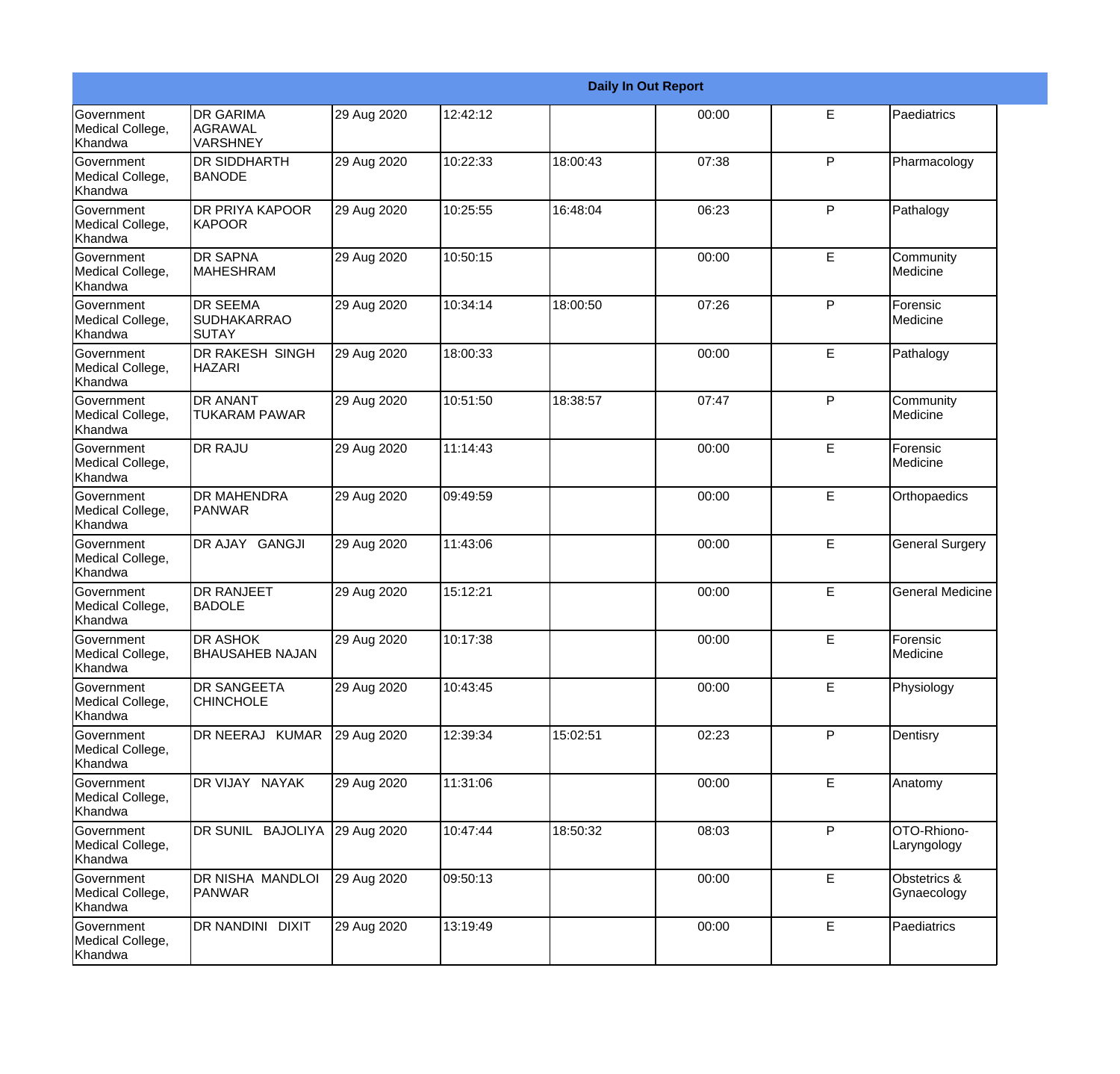| Daily In Out Report | | | | | | | |
|---|---|---|---|---|---|---|---|
| Government Medical College, Khandwa | DR GARIMA AGRAWAL VARSHNEY | 29 Aug 2020 | 12:42:12 | | 00:00 | E | Paediatrics |
| Government Medical College, Khandwa | DR SIDDHARTH BANODE | 29 Aug 2020 | 10:22:33 | 18:00:43 | 07:38 | P | Pharmacology |
| Government Medical College, Khandwa | DR PRIYA KAPOOR KAPOOR | 29 Aug 2020 | 10:25:55 | 16:48:04 | 06:23 | P | Pathalogy |
| Government Medical College, Khandwa | DR SAPNA MAHESHRAM | 29 Aug 2020 | 10:50:15 | | 00:00 | E | Community Medicine |
| Government Medical College, Khandwa | DR SEEMA SUDHAKARRAO SUTAY | 29 Aug 2020 | 10:34:14 | 18:00:50 | 07:26 | P | Forensic Medicine |
| Government Medical College, Khandwa | DR RAKESH SINGH HAZARI | 29 Aug 2020 | 18:00:33 | | 00:00 | E | Pathalogy |
| Government Medical College, Khandwa | DR ANANT TUKARAM PAWAR | 29 Aug 2020 | 10:51:50 | 18:38:57 | 07:47 | P | Community Medicine |
| Government Medical College, Khandwa | DR RAJU | 29 Aug 2020 | 11:14:43 | | 00:00 | E | Forensic Medicine |
| Government Medical College, Khandwa | DR MAHENDRA PANWAR | 29 Aug 2020 | 09:49:59 | | 00:00 | E | Orthopaedics |
| Government Medical College, Khandwa | DR AJAY GANGJI | 29 Aug 2020 | 11:43:06 | | 00:00 | E | General Surgery |
| Government Medical College, Khandwa | DR RANJEET BADOLE | 29 Aug 2020 | 15:12:21 | | 00:00 | E | General Medicine |
| Government Medical College, Khandwa | DR ASHOK BHAUSAHEB NAJAN | 29 Aug 2020 | 10:17:38 | | 00:00 | E | Forensic Medicine |
| Government Medical College, Khandwa | DR SANGEETA CHINCHOLE | 29 Aug 2020 | 10:43:45 | | 00:00 | E | Physiology |
| Government Medical College, Khandwa | DR NEERAJ KUMAR | 29 Aug 2020 | 12:39:34 | 15:02:51 | 02:23 | P | Dentisry |
| Government Medical College, Khandwa | DR VIJAY NAYAK | 29 Aug 2020 | 11:31:06 | | 00:00 | E | Anatomy |
| Government Medical College, Khandwa | DR SUNIL BAJOLIYA | 29 Aug 2020 | 10:47:44 | 18:50:32 | 08:03 | P | OTO-Rhiono-Laryngology |
| Government Medical College, Khandwa | DR NISHA MANDLOI PANWAR | 29 Aug 2020 | 09:50:13 | | 00:00 | E | Obstetrics & Gynaecology |
| Government Medical College, Khandwa | DR NANDINI DIXIT | 29 Aug 2020 | 13:19:49 | | 00:00 | E | Paediatrics |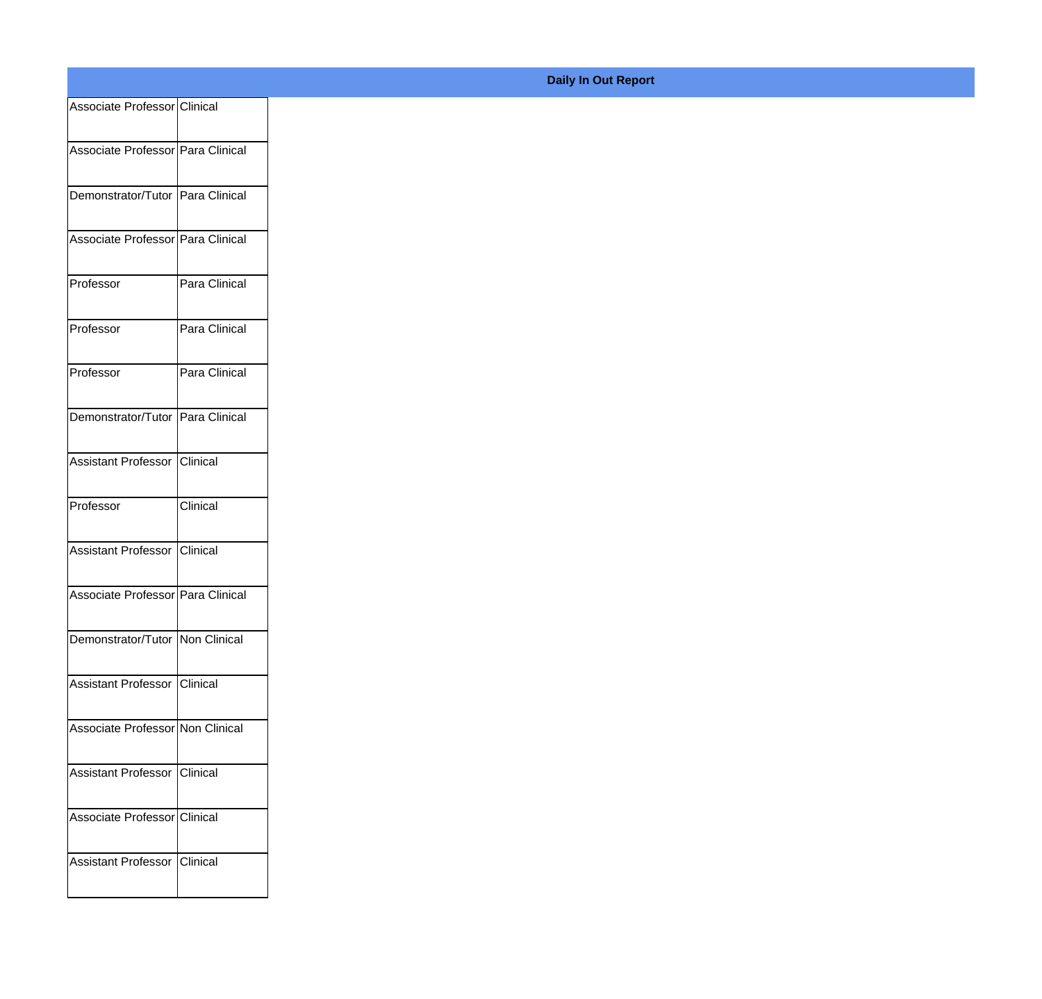**Daily In Out Report**

| | |
|---|---|
| Associate Professor | Clinical |
| Associate Professor | Para Clinical |
| Demonstrator/Tutor | Para Clinical |
| Associate Professor | Para Clinical |
| Professor | Para Clinical |
| Professor | Para Clinical |
| Professor | Para Clinical |
| Demonstrator/Tutor | Para Clinical |
| Assistant Professor | Clinical |
| Professor | Clinical |
| Assistant Professor | Clinical |
| Associate Professor | Para Clinical |
| Demonstrator/Tutor | Non Clinical |
| Assistant Professor | Clinical |
| Associate Professor | Non Clinical |
| Assistant Professor | Clinical |
| Associate Professor | Clinical |
| Assistant Professor | Clinical |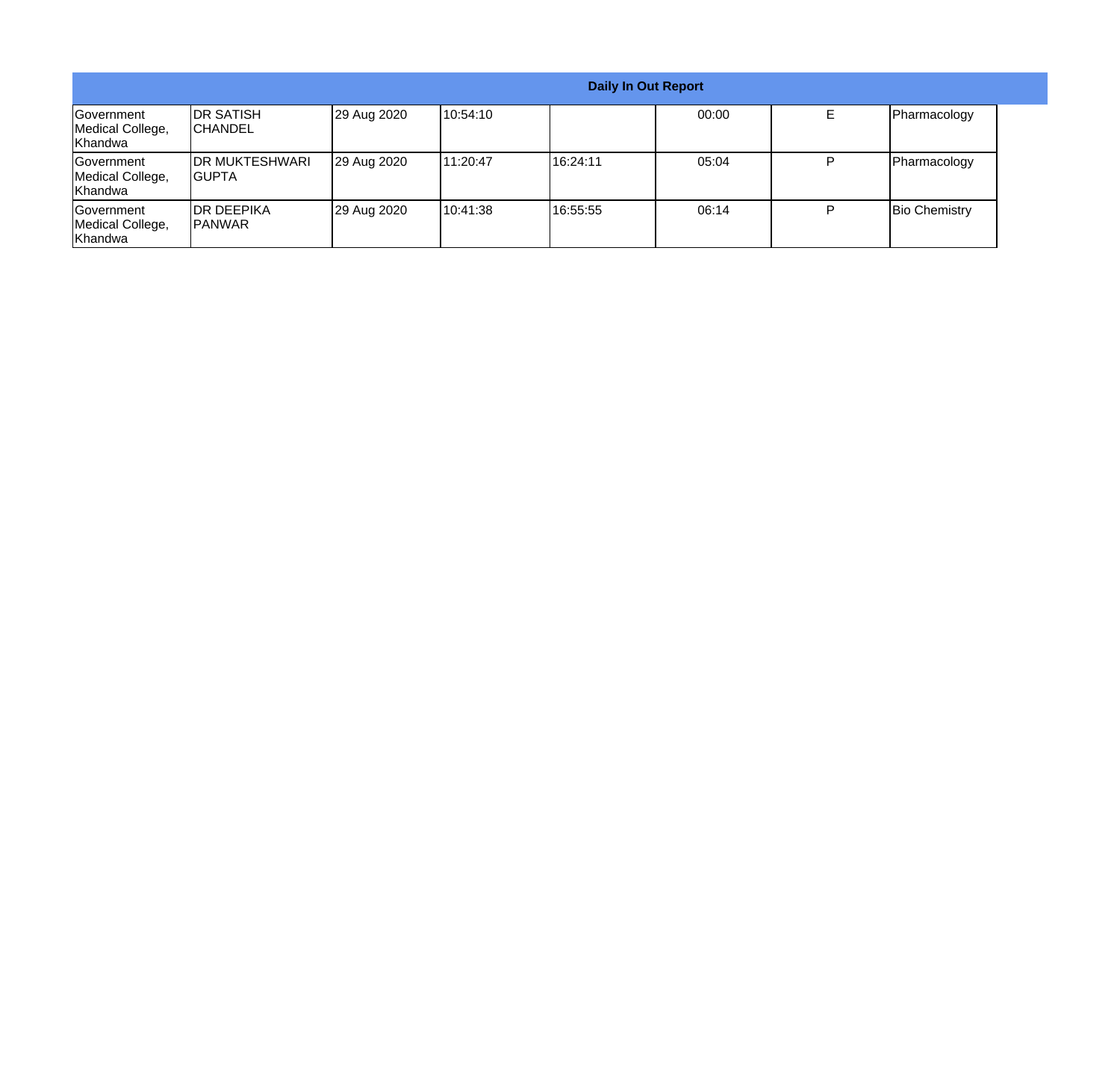**Daily In Out Report**

| | | | | | | | |
|---|---|---|---|---|---|---|---|
| Government Medical College, Khandwa | DR SATISH CHANDEL | 29 Aug 2020 | 10:54:10 | | 00:00 | E | Pharmacology |
| Government Medical College, Khandwa | DR MUKTESHWARI GUPTA | 29 Aug 2020 | 11:20:47 | 16:24:11 | 05:04 | P | Pharmacology |
| Government Medical College, Khandwa | DR DEEPIKA PANWAR | 29 Aug 2020 | 10:41:38 | 16:55:55 | 06:14 | P | Bio Chemistry |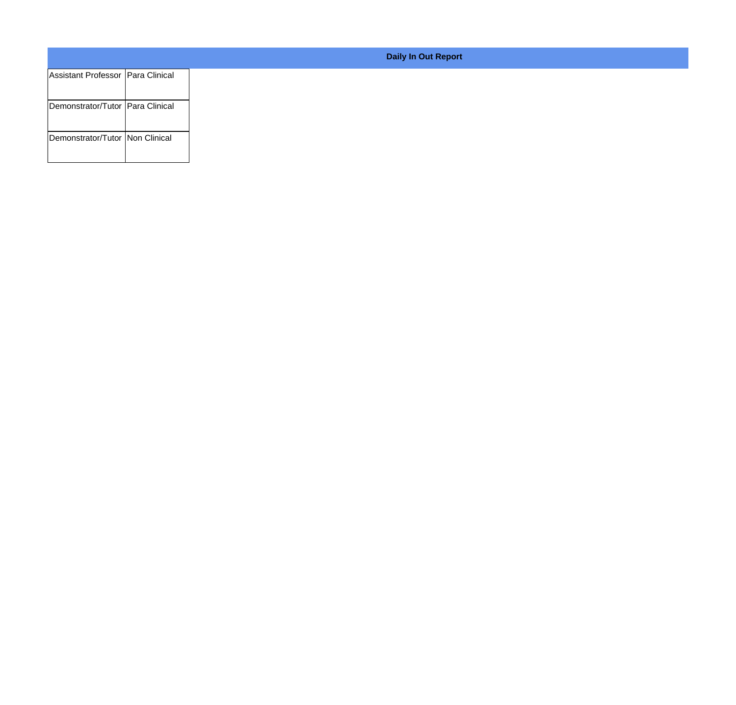**Daily In Out Report**

| | |
|---|---|
| Assistant Professor | Para Clinical |
| Demonstrator/Tutor | Para Clinical |
| Demonstrator/Tutor | Non Clinical |